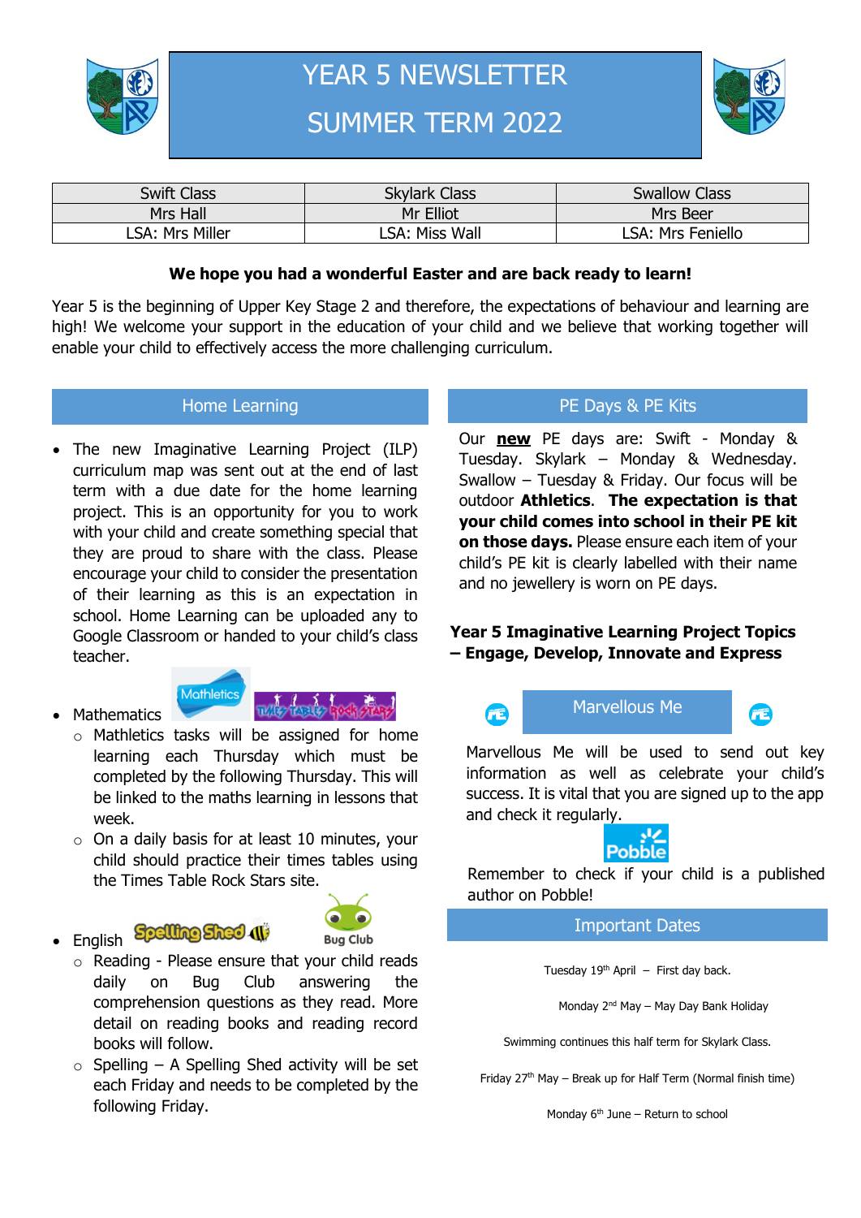# YEAR 5 NEWSLETTER
# SUMMER TERM 2022

| Swift Class | Skylark Class | Swallow Class |
|---|---|---|
| Mrs Hall | Mr Elliot | Mrs Beer |
| LSA: Mrs Miller | LSA: Miss Wall | LSA: Mrs Feniello |

**We hope you had a wonderful Easter and are back ready to learn!**

Year 5 is the beginning of Upper Key Stage 2 and therefore, the expectations of behaviour and learning are high! We welcome your support in the education of your child and we believe that working together will enable your child to effectively access the more challenging curriculum.

## Home Learning

- The new Imaginative Learning Project (ILP) curriculum map was sent out at the end of last term with a due date for the home learning project. This is an opportunity for you to work with your child and create something special that they are proud to share with the class. Please encourage your child to consider the presentation of their learning as this is an expectation in school. Home Learning can be uploaded any to Google Classroom or handed to your child's class teacher.
- Mathematics
  - Mathletics tasks will be assigned for home learning each Thursday which must be completed by the following Thursday. This will be linked to the maths learning in lessons that week.
  - On a daily basis for at least 10 minutes, your child should practice their times tables using the Times Table Rock Stars site.
- English
  - Reading - Please ensure that your child reads daily on Bug Club answering the comprehension questions as they read. More detail on reading books and reading record books will follow.
  - Spelling – A Spelling Shed activity will be set each Friday and needs to be completed by the following Friday.

## PE Days & PE Kits

Our **new** PE days are: Swift - Monday & Tuesday. Skylark – Monday & Wednesday. Swallow – Tuesday & Friday. Our focus will be outdoor **Athletics**. **The expectation is that your child comes into school in their PE kit on those days.** Please ensure each item of your child's PE kit is clearly labelled with their name and no jewellery is worn on PE days.

**Year 5 Imaginative Learning Project Topics – Engage, Develop, Innovate and Express**

## Marvellous Me

Marvellous Me will be used to send out key information as well as celebrate your child's success. It is vital that you are signed up to the app and check it regularly.

Pobble

Remember to check if your child is a published author on Pobble!

## Important Dates

Tuesday 19th April – First day back.

Monday 2nd May – May Day Bank Holiday

Swimming continues this half term for Skylark Class.

Friday 27th May – Break up for Half Term (Normal finish time)

Monday 6th June – Return to school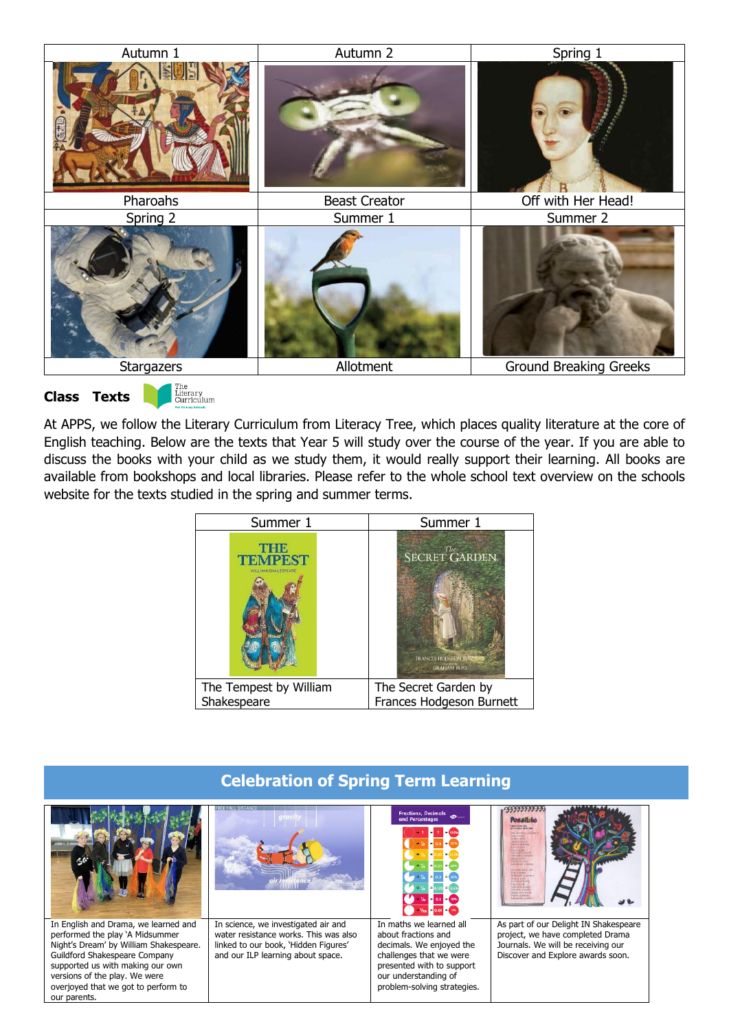| Autumn 1 | Autumn 2 | Spring 1 |
|---|---|---|
| Pharoahs | Beast Creator | Off with Her Head! |
| **Spring 2** | **Summer 1** | **Summer 2** |
| Stargazers | Allotment | Ground Breaking Greeks |

## Class Texts

At APPS, we follow the Literary Curriculum from Literacy Tree, which places quality literature at the core of English teaching. Below are the texts that Year 5 will study over the course of the year. If you are able to discuss the books with your child as we study them, it would really support their learning. All books are available from bookshops and local libraries. Please refer to the whole school text overview on the schools website for the texts studied in the spring and summer terms.

| Summer 1 | Summer 1 |
|---|---|
| The Tempest by William Shakespeare | The Secret Garden by Frances Hodgeson Burnett |

## Celebration of Spring Term Learning

| | | | |
|---|---|---|---|
| In English and Drama, we learned and performed the play 'A Midsummer Night's Dream' by William Shakespeare. Guildford Shakespeare Company supported us with making our own versions of the play. We were overjoyed that we got to perform to our parents. | In science, we investigated air and water resistance works. This was also linked to our book, 'Hidden Figures' and our ILP learning about space. | In maths we learned all about fractions and decimals. We enjoyed the challenges that we were presented with to support our understanding of problem-solving strategies. | As part of our Delight IN Shakespeare project, we have completed Drama Journals. We will be receiving our Discover and Explore awards soon. |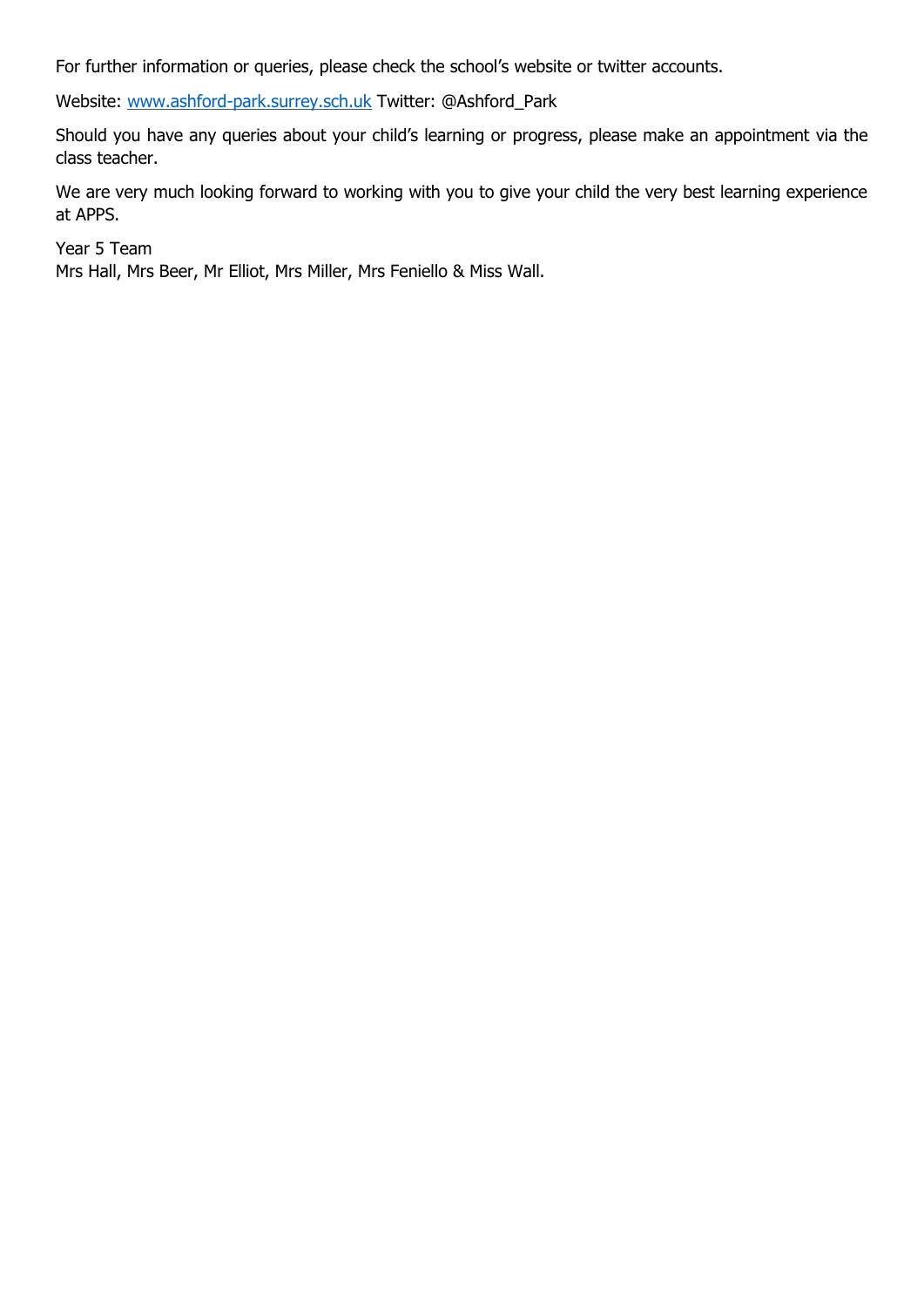For further information or queries, please check the school's website or twitter accounts.

Website: [www.ashford-park.surrey.sch.uk](http://www.ashford-park.surrey.sch.uk) Twitter: @Ashford_Park

Should you have any queries about your child's learning or progress, please make an appointment via the class teacher.

We are very much looking forward to working with you to give your child the very best learning experience at APPS.

Year 5 Team
Mrs Hall, Mrs Beer, Mr Elliot, Mrs Miller, Mrs Feniello & Miss Wall.